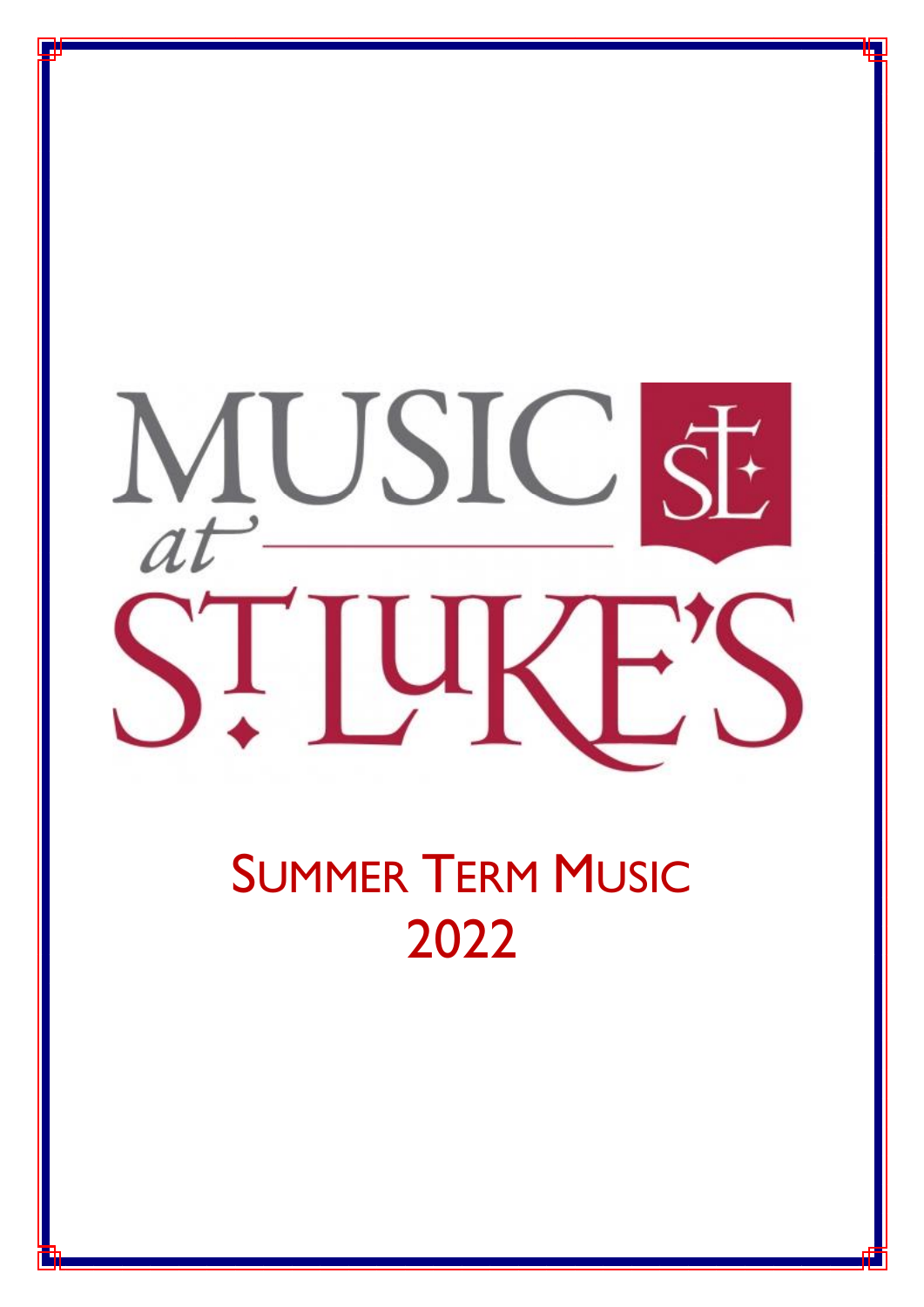# MUSIC at ST LUKE'S

## Summer Term Music 2022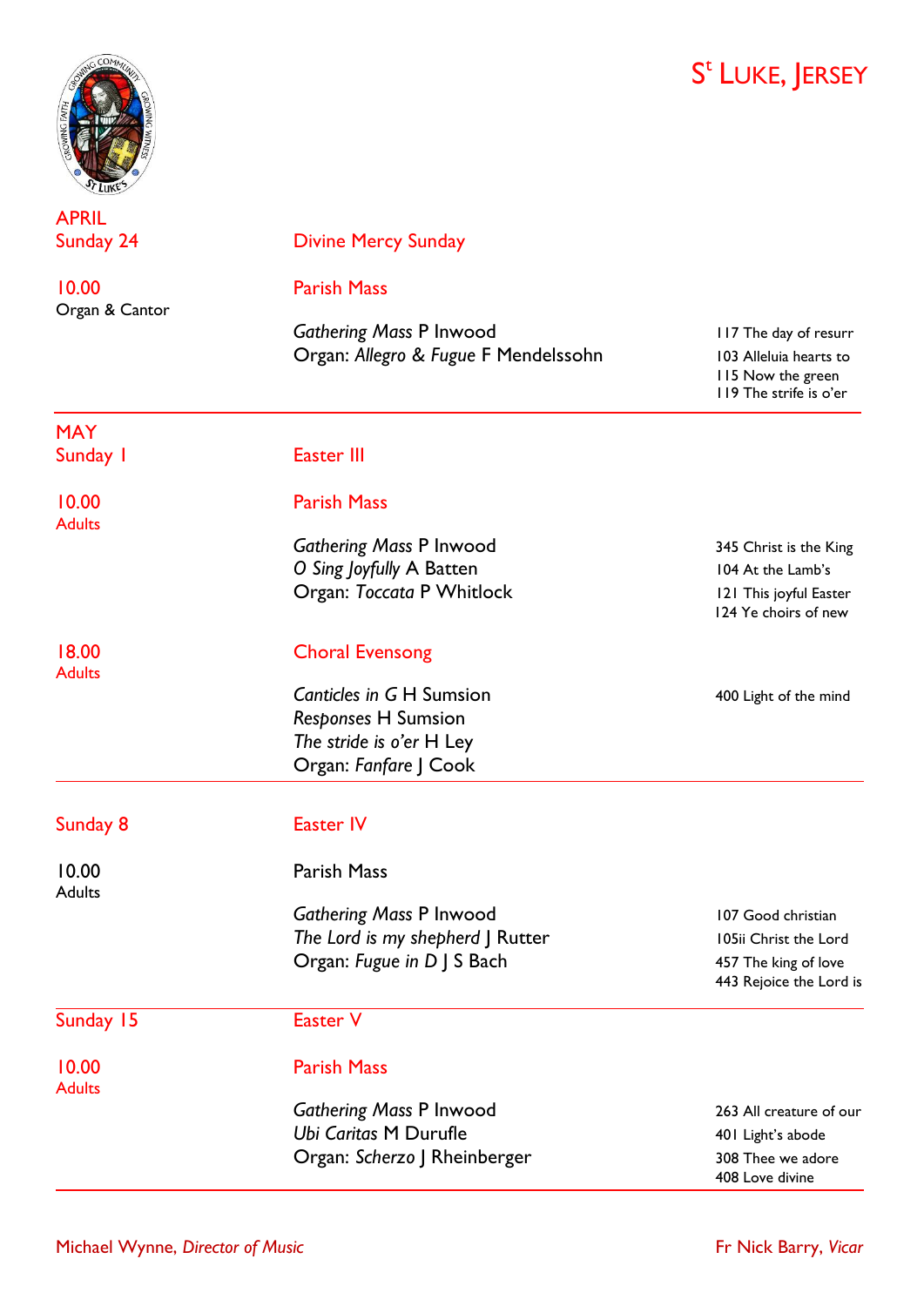# S^t Luke, Jersey

## APRIL

**Sunday 24** — Divine Mercy Sunday

**10.00** — Parish Mass
Organ & Cantor

*Gathering Mass* P Inwood
Organ: *Allegro & Fugue* F Mendelssohn

117 The day of resurr
103 Alleluia hearts to
115 Now the green
119 The strife is o'er

---

## MAY

**Sunday 1** — Easter III

**10.00** — Parish Mass
Adults

*Gathering Mass* P Inwood
*O Sing Joyfully* A Batten
Organ: *Toccata* P Whitlock

345 Christ is the King
104 At the Lamb's
121 This joyful Easter
124 Ye choirs of new

**18.00** — Choral Evensong
Adults

*Canticles in G* H Sumsion
*Responses* H Sumsion
*The stride is o'er* H Ley
Organ: *Fanfare* J Cook

400 Light of the mind

---

**Sunday 8** — Easter IV

**10.00** — Parish Mass
Adults

*Gathering Mass* P Inwood
*The Lord is my shepherd* J Rutter
Organ: *Fugue in D* J S Bach

107 Good christian
105ii Christ the Lord
457 The king of love
443 Rejoice the Lord is

---

**Sunday 15** — Easter V

**10.00** — Parish Mass
Adults

*Gathering Mass* P Inwood
*Ubi Caritas* M Durufle
Organ: *Scherzo* J Rheinberger

263 All creature of our
401 Light's abode
308 Thee we adore
408 Love divine

---

Michael Wynne, *Director of Music*

Fr Nick Barry, *Vicar*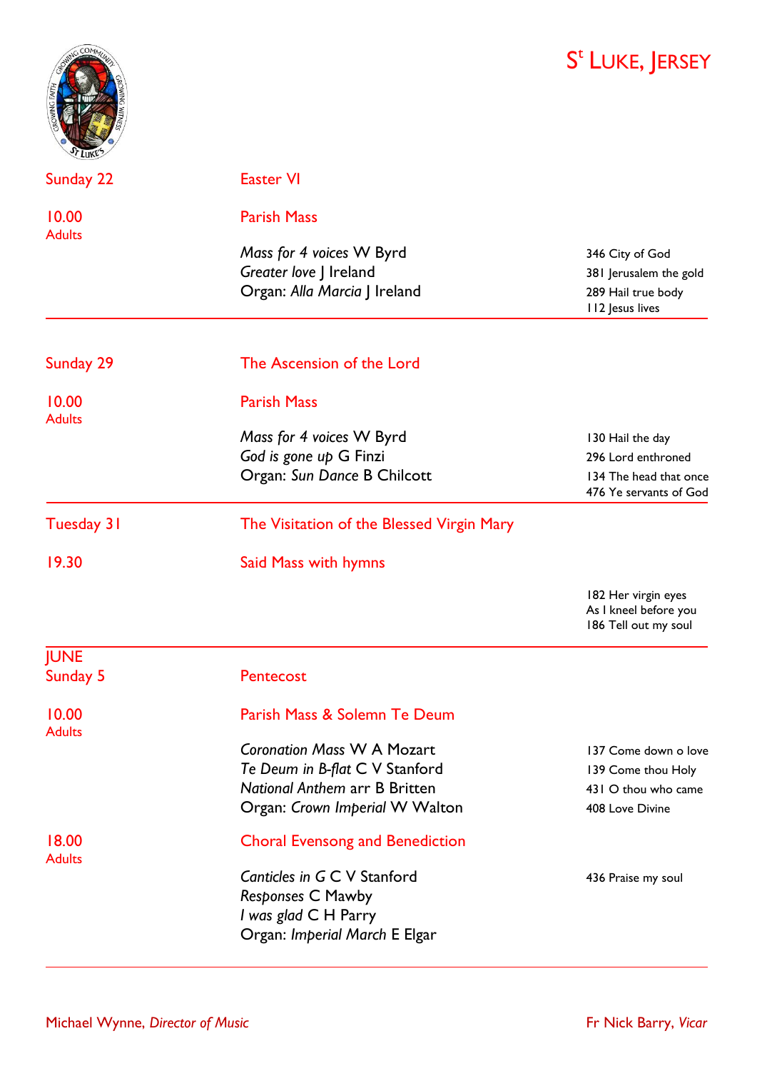# S^t^ Luke, Jersey

| | | | |
|---|---|---|---|
| **Sunday 22** | **Easter VI** | | |
| **10.00** Adults | **Parish Mass** | | |
| | *Mass for 4 voices* W Byrd<br>*Greater love* J Ireland<br>Organ: *Alla Marcia* J Ireland | | 346 City of God<br>381 Jerusalem the gold<br>289 Hail true body<br>112 Jesus lives |

---

| | | | |
|---|---|---|---|
| **Sunday 29** | **The Ascension of the Lord** | | |
| **10.00** Adults | **Parish Mass** | | |
| | *Mass for 4 voices* W Byrd<br>*God is gone up* G Finzi<br>Organ: *Sun Dance* B Chilcott | | 130 Hail the day<br>296 Lord enthroned<br>134 The head that once<br>476 Ye servants of God |

---

| | | | |
|---|---|---|---|
| **Tuesday 31** | **The Visitation of the Blessed Virgin Mary** | | |
| **19.30** | **Said Mass with hymns** | | |
| | | | 182 Her virgin eyes<br>As I kneel before you<br>186 Tell out my soul |

---

## JUNE

| | | | |
|---|---|---|---|
| **Sunday 5** | **Pentecost** | | |
| **10.00** Adults | **Parish Mass & Solemn Te Deum** | | |
| | *Coronation Mass* W A Mozart<br>*Te Deum in B-flat* C V Stanford<br>*National Anthem* arr B Britten<br>Organ: *Crown Imperial* W Walton | | 137 Come down o love<br>139 Come thou Holy<br>431 O thou who came<br>408 Love Divine |
| **18.00** Adults | **Choral Evensong and Benediction** | | |
| | *Canticles in G* C V Stanford<br>*Responses* C Mawby<br>*I was glad* C H Parry<br>Organ: *Imperial March* E Elgar | | 436 Praise my soul |

---

Michael Wynne, *Director of Music*

Fr Nick Barry, *Vicar*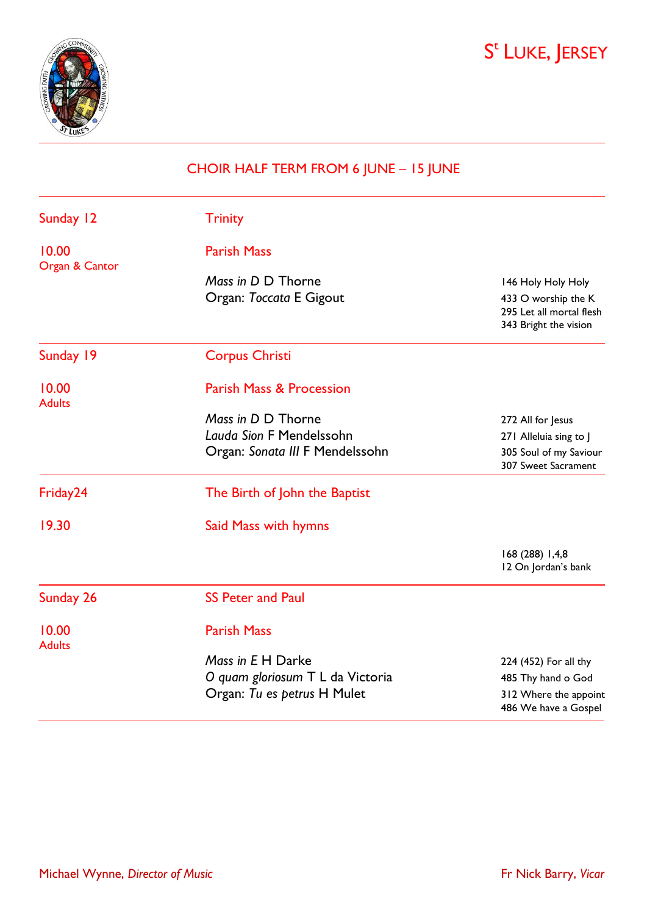# St LUKE, JERSEY

## CHOIR HALF TERM FROM 6 JUNE – 15 JUNE

| | | |
|---|---|---|
| Sunday 12 | Trinity | |
| 10.00<br>Organ & Cantor | Parish Mass | |
| | *Mass in D* D Thorne<br>Organ: *Toccata* E Gigout | 146 Holy Holy Holy<br>433 O worship the K<br>295 Let all mortal flesh<br>343 Bright the vision |
| Sunday 19 | Corpus Christi | |
| 10.00<br>Adults | Parish Mass & Procession | |
| | *Mass in D* D Thorne<br>*Lauda Sion* F Mendelssohn<br>Organ: *Sonata III* F Mendelssohn | 272 All for Jesus<br>271 Alleluia sing to J<br>305 Soul of my Saviour<br>307 Sweet Sacrament |
| Friday24 | The Birth of John the Baptist | |
| 19.30 | Said Mass with hymns | |
| | | 168 (288) 1,4,8<br>12 On Jordan's bank |
| Sunday 26 | SS Peter and Paul | |
| 10.00<br>Adults | Parish Mass | |
| | *Mass in E* H Darke<br>*O quam gloriosum* T L da Victoria<br>Organ: *Tu es petrus* H Mulet | 224 (452) For all thy<br>485 Thy hand o God<br>312 Where the appoint<br>486 We have a Gospel |

Michael Wynne, *Director of Music*

Fr Nick Barry, *Vicar*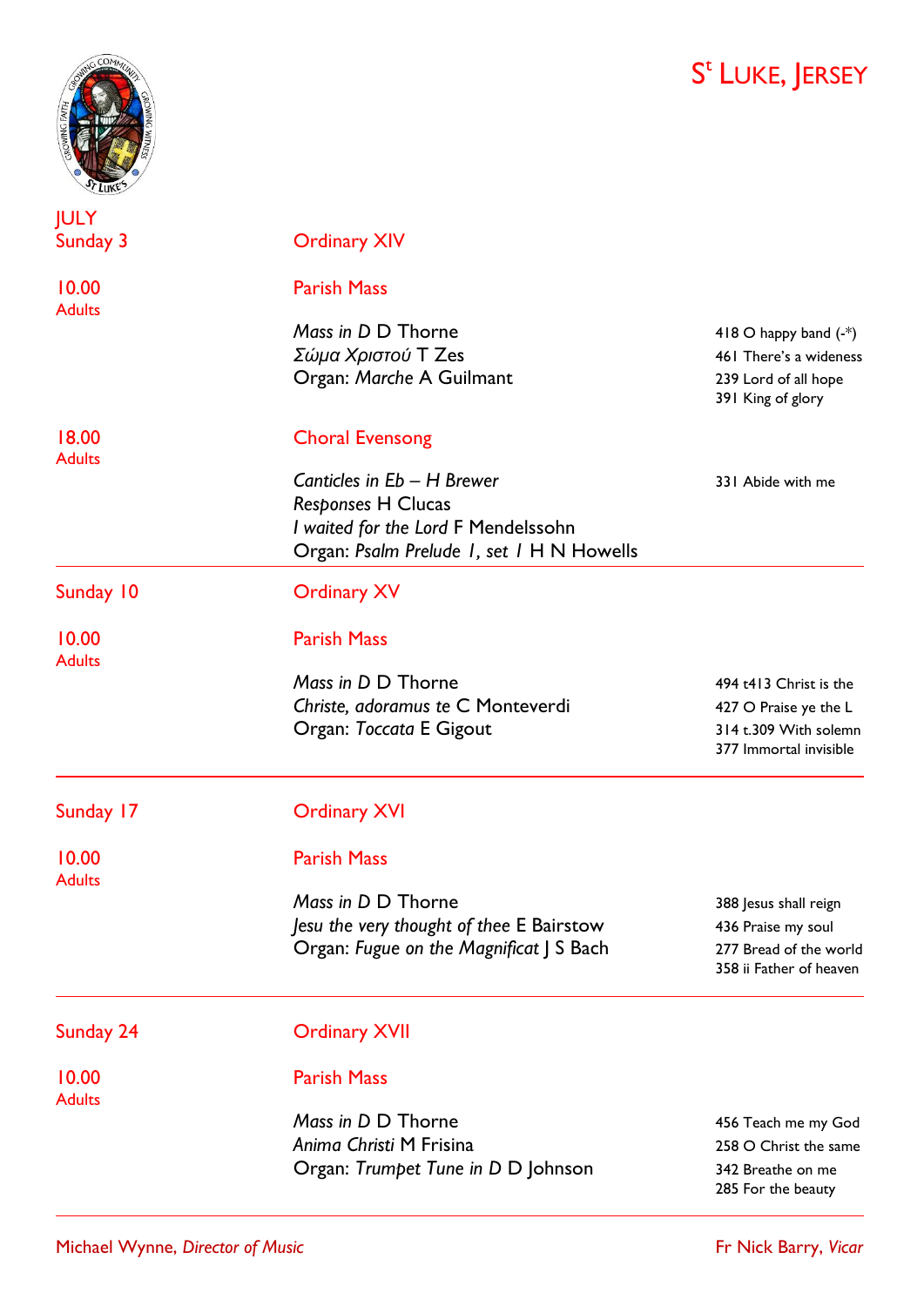# S[t] Luke, Jersey

## JULY

**Sunday 3** — Ordinary XIV

**10.00** Adults — Parish Mass

*Mass in D* D Thorne
*Σώμα Χριστού* T Zes
Organ: *Marche* A Guilmant

418 O happy band (-*)
461 There's a wideness
239 Lord of all hope
391 King of glory

**18.00** Adults — Choral Evensong

*Canticles in Eb – H Brewer*
*Responses* H Clucas
*I waited for the Lord* F Mendelssohn
Organ: *Psalm Prelude 1, set 1* H N Howells

331 Abide with me

---

**Sunday 10** — Ordinary XV

**10.00** Adults — Parish Mass

*Mass in D* D Thorne
*Christe, adoramus te* C Monteverdi
Organ: *Toccata* E Gigout

494 t413 Christ is the
427 O Praise ye the L
314 t.309 With solemn
377 Immortal invisible

---

**Sunday 17** — Ordinary XVI

**10.00** Adults — Parish Mass

*Mass in D* D Thorne
*Jesu the very thought of thee* E Bairstow
Organ: *Fugue on the Magnificat* J S Bach

388 Jesus shall reign
436 Praise my soul
277 Bread of the world
358 ii Father of heaven

---

**Sunday 24** — Ordinary XVII

**10.00** Adults — Parish Mass

*Mass in D* D Thorne
*Anima Christi* M Frisina
Organ: *Trumpet Tune in D* D Johnson

456 Teach me my God
258 O Christ the same
342 Breathe on me
285 For the beauty

---

Michael Wynne, *Director of Music*

Fr Nick Barry, *Vicar*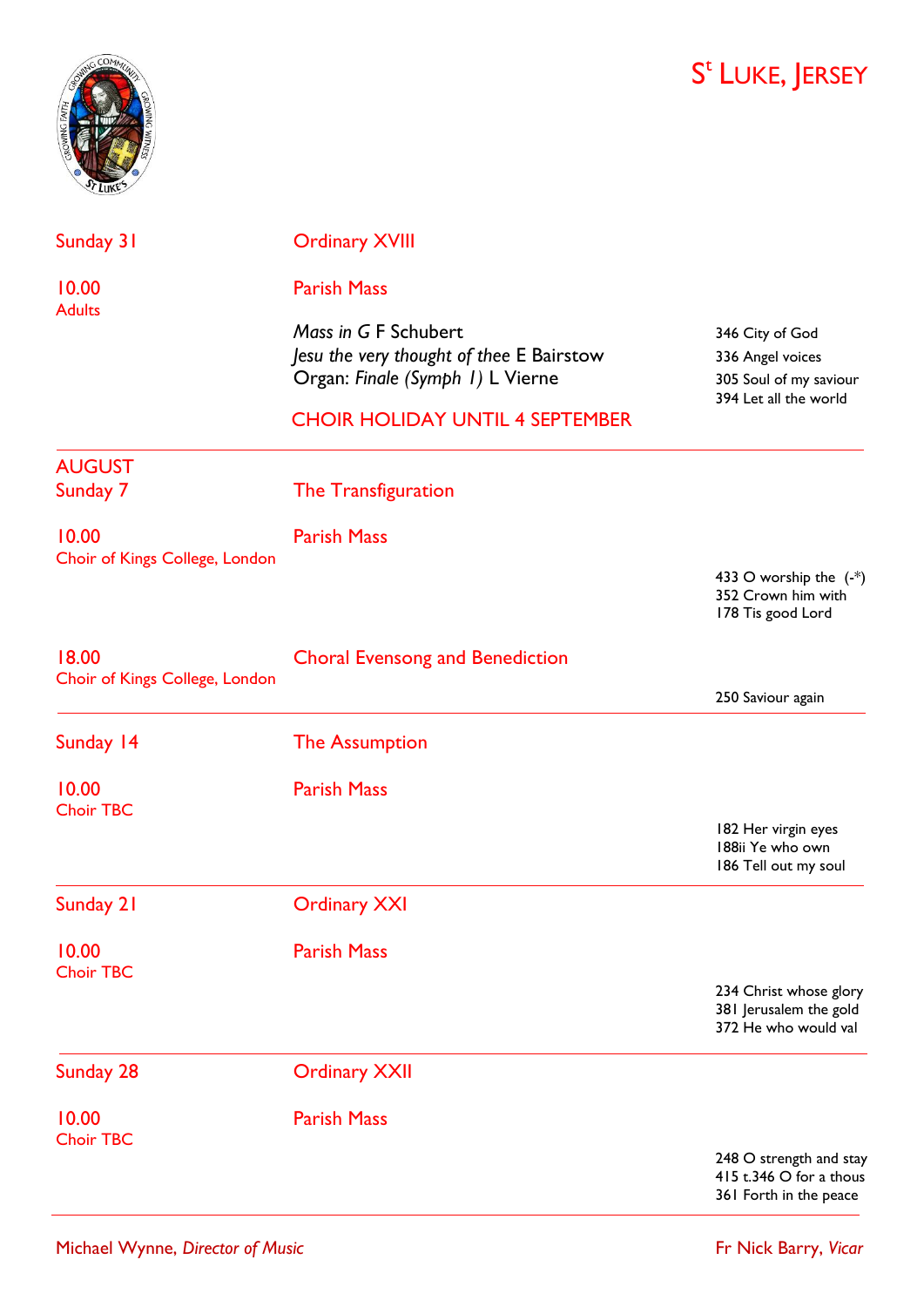# S[t] Luke, Jersey

| | | |
|---|---|---|
| **Sunday 31** | **Ordinary XVIII** | |
| **10.00** Adults | **Parish Mass** | |
| | *Mass in G* F Schubert<br>*Jesu the very thought of thee* E Bairstow<br>Organ: *Finale (Symph 1)* L Vierne | 346 City of God<br>336 Angel voices<br>305 Soul of my saviour<br>394 Let all the world |
| | **CHOIR HOLIDAY UNTIL 4 SEPTEMBER** | |

## AUGUST

| | | |
|---|---|---|
| **Sunday 7** | **The Transfiguration** | |
| **10.00** Choir of Kings College, London | **Parish Mass** | 433 O worship the (-*)<br>352 Crown him with<br>178 Tis good Lord |
| **18.00** Choir of Kings College, London | **Choral Evensong and Benediction** | 250 Saviour again |
| **Sunday 14** | **The Assumption** | |
| **10.00** Choir TBC | **Parish Mass** | 182 Her virgin eyes<br>188ii Ye who own<br>186 Tell out my soul |
| **Sunday 21** | **Ordinary XXI** | |
| **10.00** Choir TBC | **Parish Mass** | 234 Christ whose glory<br>381 Jerusalem the gold<br>372 He who would val |
| **Sunday 28** | **Ordinary XXII** | |
| **10.00** Choir TBC | **Parish Mass** | 248 O strength and stay<br>415 t.346 O for a thous<br>361 Forth in the peace |

Michael Wynne, *Director of Music*

Fr Nick Barry, *Vicar*